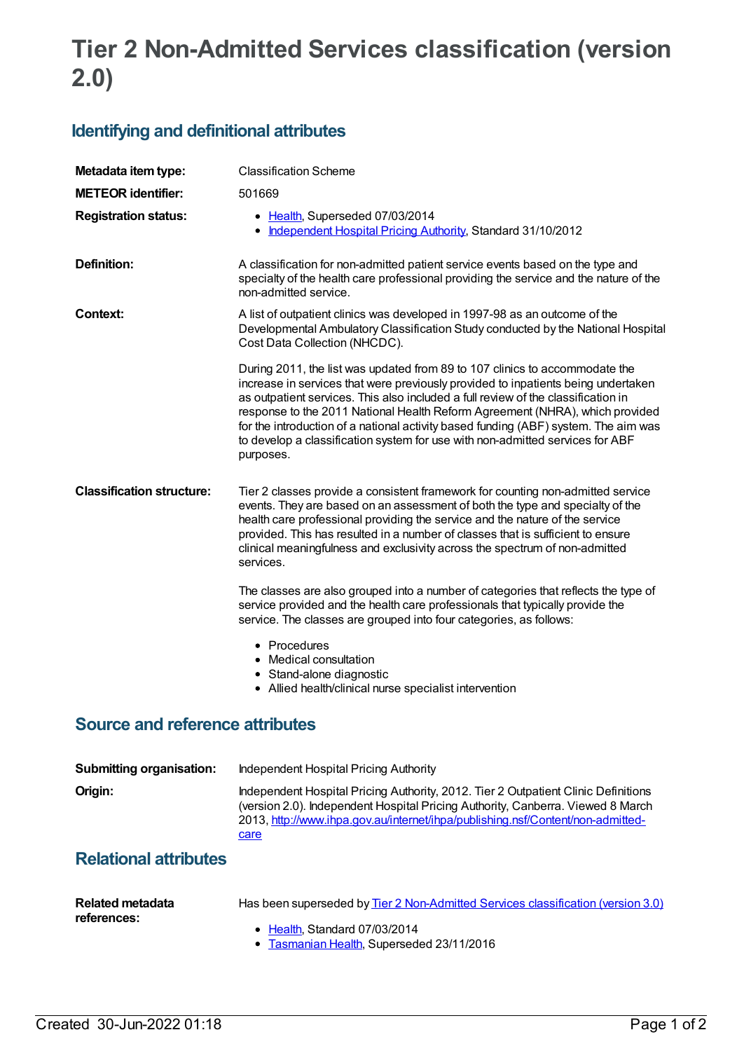# Tier 2 Non-Admitted Services classification (version 2.0)

## Identifying and definitional attributes

| | |
|---|---|
| **Metadata item type:** | Classification Scheme |
| **METEOR identifier:** | 501669 |
| **Registration status:** | • Health, Superseded 07/03/2014<br>• Independent Hospital Pricing Authority, Standard 31/10/2012 |
| **Definition:** | A classification for non-admitted patient service events based on the type and specialty of the health care professional providing the service and the nature of the non-admitted service. |
| **Context:** | A list of outpatient clinics was developed in 1997-98 as an outcome of the Developmental Ambulatory Classification Study conducted by the National Hospital Cost Data Collection (NHCDC).<br><br>During 2011, the list was updated from 89 to 107 clinics to accommodate the increase in services that were previously provided to inpatients being undertaken as outpatient services. This also included a full review of the classification in response to the 2011 National Health Reform Agreement (NHRA), which provided for the introduction of a national activity based funding (ABF) system. The aim was to develop a classification system for use with non-admitted services for ABF purposes. |
| **Classification structure:** | Tier 2 classes provide a consistent framework for counting non-admitted service events. They are based on an assessment of both the type and specialty of the health care professional providing the service and the nature of the service provided. This has resulted in a number of classes that is sufficient to ensure clinical meaningfulness and exclusivity across the spectrum of non-admitted services.<br><br>The classes are also grouped into a number of categories that reflects the type of service provided and the health care professionals that typically provide the service. The classes are grouped into four categories, as follows:<br><br>• Procedures<br>• Medical consultation<br>• Stand-alone diagnostic<br>• Allied health/clinical nurse specialist intervention |

## Source and reference attributes

| | |
|---|---|
| **Submitting organisation:** | Independent Hospital Pricing Authority |
| **Origin:** | Independent Hospital Pricing Authority, 2012. Tier 2 Outpatient Clinic Definitions (version 2.0). Independent Hospital Pricing Authority, Canberra. Viewed 8 March 2013, http://www.ihpa.gov.au/internet/ihpa/publishing.nsf/Content/non-admitted-care |

## Relational attributes

| | |
|---|---|
| **Related metadata references:** | Has been superseded by Tier 2 Non-Admitted Services classification (version 3.0)<br><br>• Health, Standard 07/03/2014<br>• Tasmanian Health, Superseded 23/11/2016 |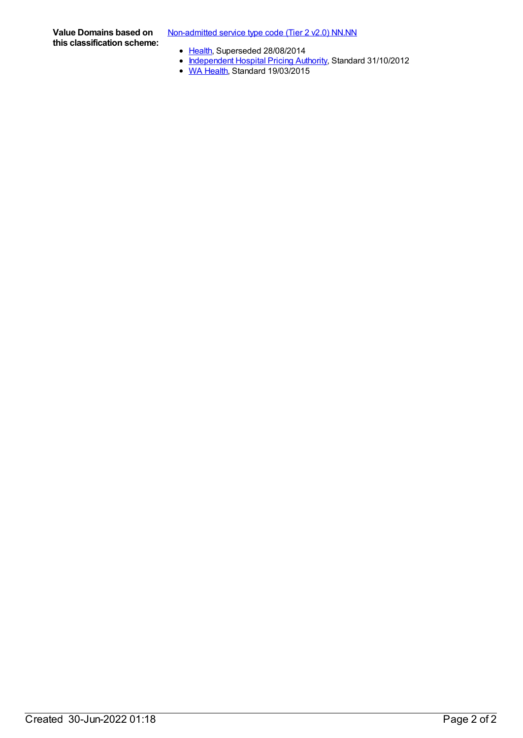**Value Domains based on this classification scheme:**

Non-admitted service type code (Tier 2 v2.0) NN.NN

- Health, Superseded 28/08/2014
- Independent Hospital Pricing Authority, Standard 31/10/2012
- WA Health, Standard 19/03/2015